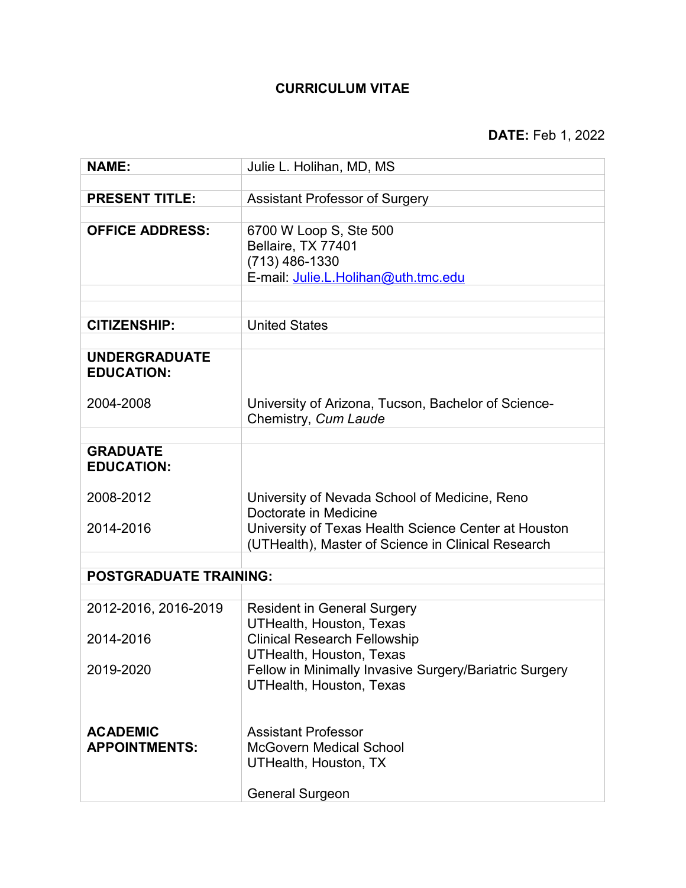# CURRICULUM VITAE

**DATE:** Feb 1, 2022

| | |
|---|---|
| **NAME:** | Julie L. Holihan, MD, MS |
| **PRESENT TITLE:** | Assistant Professor of Surgery |
| **OFFICE ADDRESS:** | 6700 W Loop S, Ste 500<br>Bellaire, TX 77401<br>(713) 486-1330<br>E-mail: Julie.L.Holihan@uth.tmc.edu |
| **CITIZENSHIP:** | United States |
| **UNDERGRADUATE EDUCATION:** | |
| 2004-2008 | University of Arizona, Tucson, Bachelor of Science-Chemistry, *Cum Laude* |
| **GRADUATE EDUCATION:** | |
| 2008-2012 | University of Nevada School of Medicine, Reno<br>Doctorate in Medicine |
| 2014-2016 | University of Texas Health Science Center at Houston (UTHealth), Master of Science in Clinical Research |
| **POSTGRADUATE TRAINING:** | |
| 2012-2016, 2016-2019 | Resident in General Surgery<br>UTHealth, Houston, Texas |
| 2014-2016 | Clinical Research Fellowship<br>UTHealth, Houston, Texas |
| 2019-2020 | Fellow in Minimally Invasive Surgery/Bariatric Surgery<br>UTHealth, Houston, Texas |
| **ACADEMIC APPOINTMENTS:** | Assistant Professor<br>McGovern Medical School<br>UTHealth, Houston, TX<br><br>General Surgeon |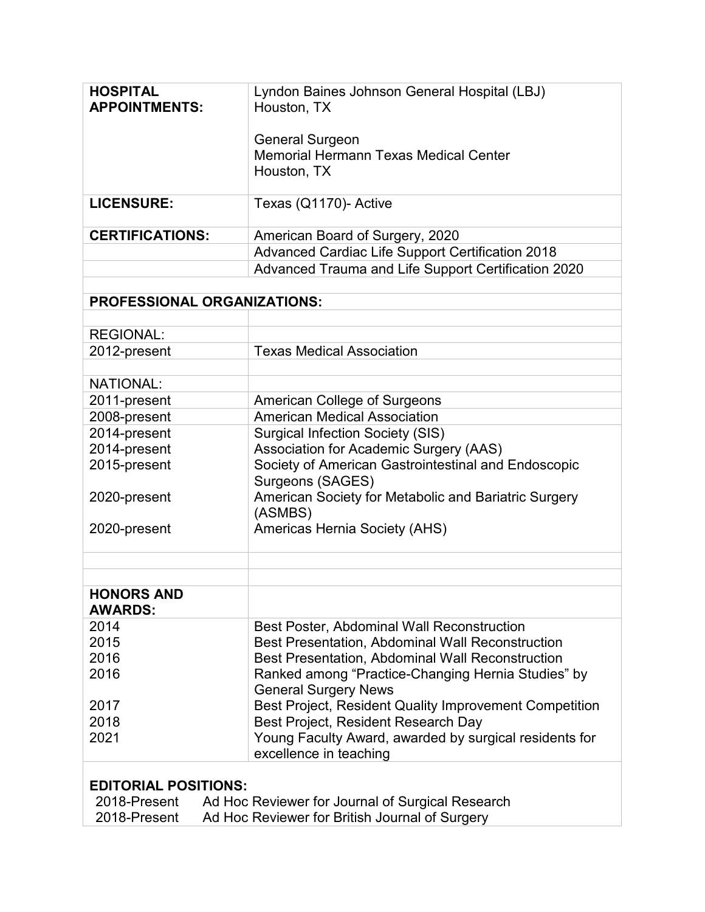| | |
|---|---|
| **HOSPITAL APPOINTMENTS:** | Lyndon Baines Johnson General Hospital (LBJ)<br>Houston, TX<br><br>General Surgeon<br>Memorial Hermann Texas Medical Center<br>Houston, TX |
| **LICENSURE:** | Texas (Q1170)- Active |
| **CERTIFICATIONS:** | American Board of Surgery, 2020 |
| | Advanced Cardiac Life Support Certification 2018 |
| | Advanced Trauma and Life Support Certification 2020 |

**PROFESSIONAL ORGANIZATIONS:**

| | |
|---|---|
| REGIONAL: | |
| 2012-present | Texas Medical Association |
| NATIONAL: | |
| 2011-present | American College of Surgeons |
| 2008-present | American Medical Association |
| 2014-present | Surgical Infection Society (SIS) |
| 2014-present | Association for Academic Surgery (AAS) |
| 2015-present | Society of American Gastrointestinal and Endoscopic Surgeons (SAGES) |
| 2020-present | American Society for Metabolic and Bariatric Surgery (ASMBS) |
| 2020-present | Americas Hernia Society (AHS) |

| **HONORS AND AWARDS:** | |
|---|---|
| 2014 | Best Poster, Abdominal Wall Reconstruction |
| 2015 | Best Presentation, Abdominal Wall Reconstruction |
| 2016 | Best Presentation, Abdominal Wall Reconstruction |
| 2016 | Ranked among "Practice-Changing Hernia Studies" by General Surgery News |
| 2017 | Best Project, Resident Quality Improvement Competition |
| 2018 | Best Project, Resident Research Day |
| 2021 | Young Faculty Award, awarded by surgical residents for excellence in teaching |

**EDITORIAL POSITIONS:**

2018-Present Ad Hoc Reviewer for Journal of Surgical Research
2018-Present Ad Hoc Reviewer for British Journal of Surgery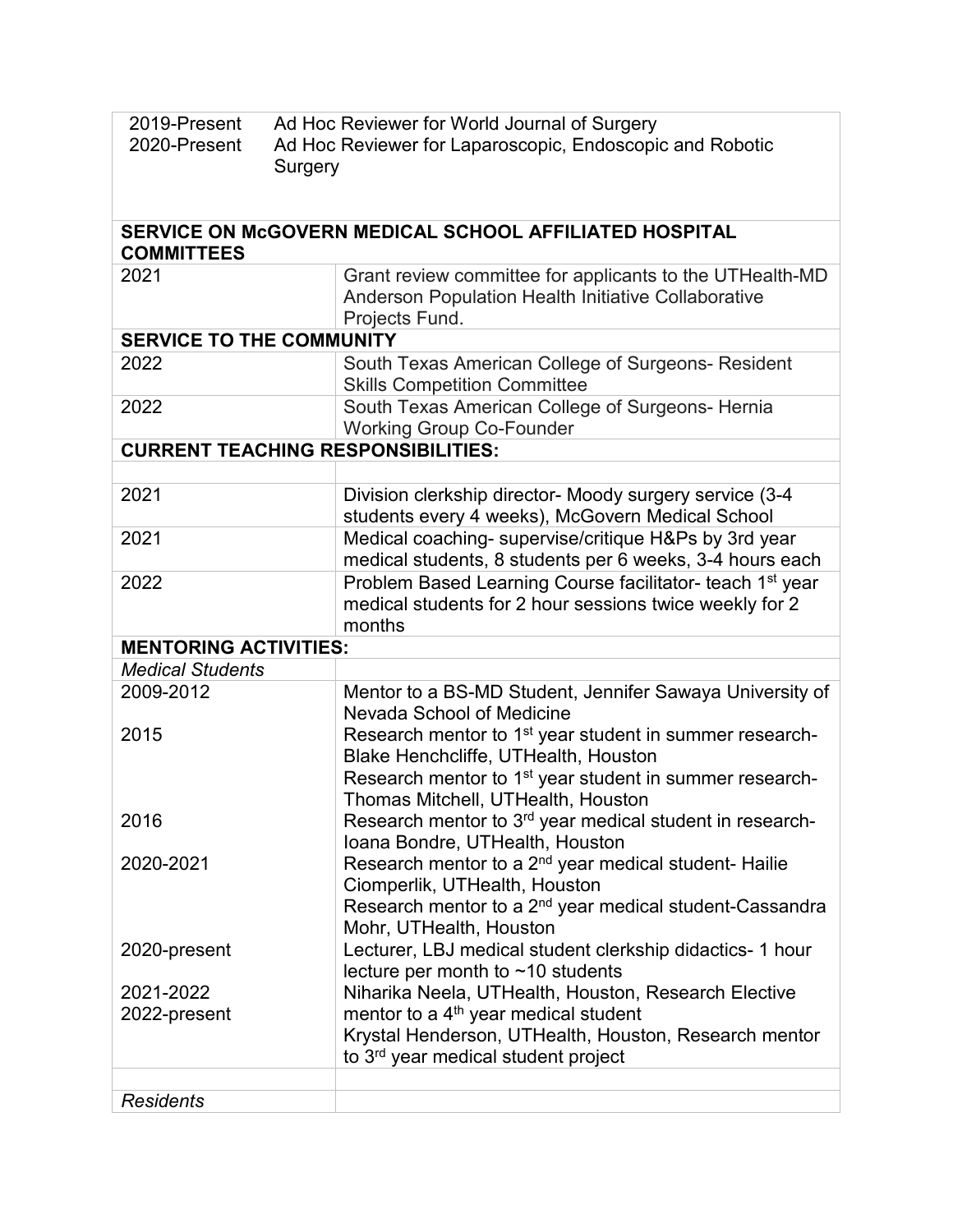| | |
|---|---|
| 2019-Present | Ad Hoc Reviewer for World Journal of Surgery |
| 2020-Present | Ad Hoc Reviewer for Laparoscopic, Endoscopic and Robotic Surgery |
| **SERVICE ON McGOVERN MEDICAL SCHOOL AFFILIATED HOSPITAL COMMITTEES** | |
| 2021 | Grant review committee for applicants to the UTHealth-MD Anderson Population Health Initiative Collaborative Projects Fund. |
| **SERVICE TO THE COMMUNITY** | |
| 2022 | South Texas American College of Surgeons- Resident Skills Competition Committee |
| 2022 | South Texas American College of Surgeons- Hernia Working Group Co-Founder |
| **CURRENT TEACHING RESPONSIBILITIES:** | |
| | |
| 2021 | Division clerkship director- Moody surgery service (3-4 students every 4 weeks), McGovern Medical School |
| 2021 | Medical coaching- supervise/critique H&Ps by 3rd year medical students, 8 students per 6 weeks, 3-4 hours each |
| 2022 | Problem Based Learning Course facilitator- teach 1st year medical students for 2 hour sessions twice weekly for 2 months |
| **MENTORING ACTIVITIES:** | |
| *Medical Students* | |
| 2009-2012 | Mentor to a BS-MD Student, Jennifer Sawaya University of Nevada School of Medicine |
| 2015 | Research mentor to 1st year student in summer research- Blake Henchcliffe, UTHealth, Houston<br>Research mentor to 1st year student in summer research- Thomas Mitchell, UTHealth, Houston |
| 2016 | Research mentor to 3rd year medical student in research- Ioana Bondre, UTHealth, Houston |
| 2020-2021 | Research mentor to a 2nd year medical student- Hailie Ciomperlik, UTHealth, Houston<br>Research mentor to a 2nd year medical student-Cassandra Mohr, UTHealth, Houston |
| 2020-present | Lecturer, LBJ medical student clerkship didactics- 1 hour lecture per month to ~10 students |
| 2021-2022<br>2022-present | Niharika Neela, UTHealth, Houston, Research Elective mentor to a 4th year medical student<br>Krystal Henderson, UTHealth, Houston, Research mentor to 3rd year medical student project |
| | |
| *Residents* | |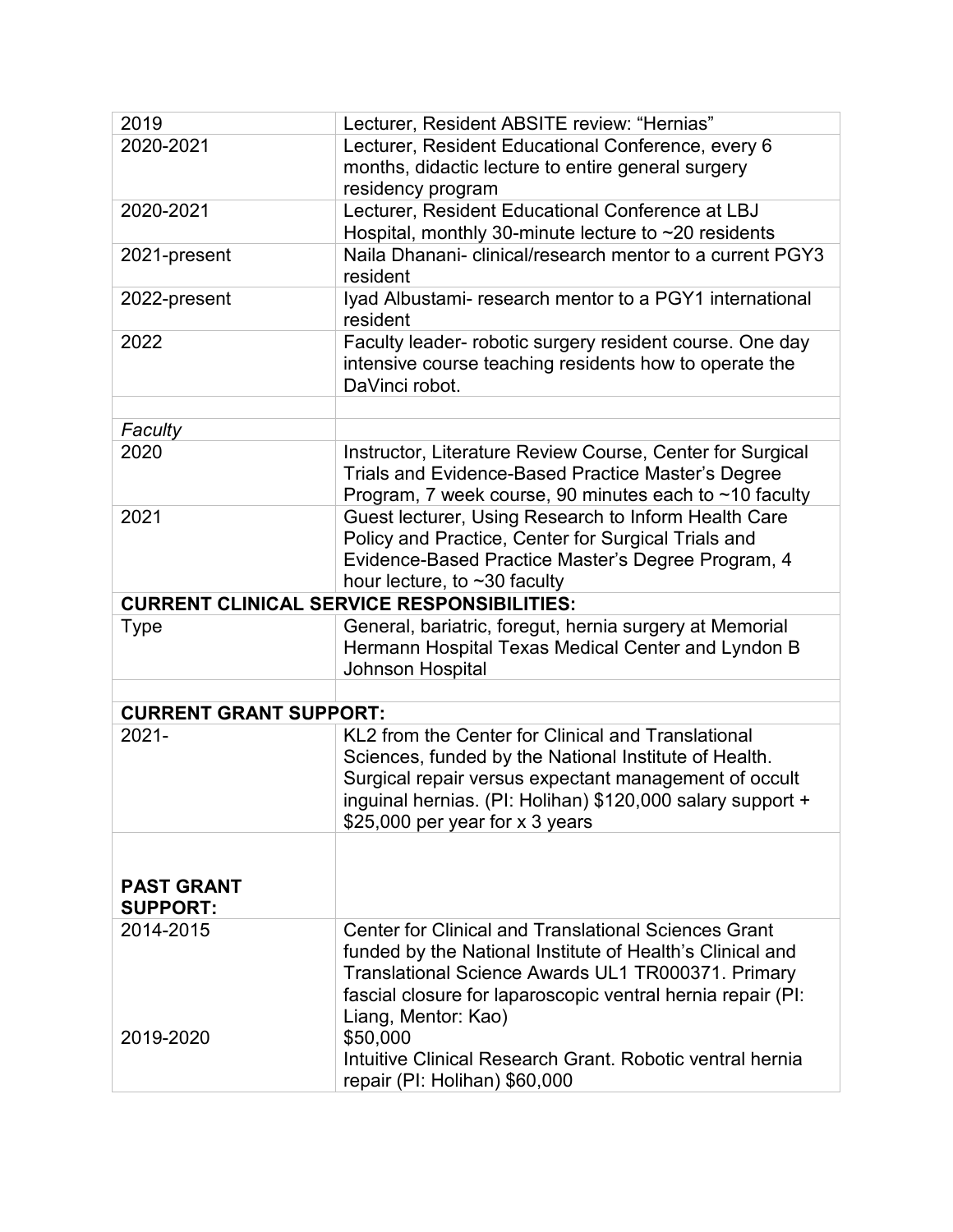| | |
|---|---|
| 2019 | Lecturer, Resident ABSITE review: "Hernias" |
| 2020-2021 | Lecturer, Resident Educational Conference, every 6 months, didactic lecture to entire general surgery residency program |
| 2020-2021 | Lecturer, Resident Educational Conference at LBJ Hospital, monthly 30-minute lecture to ~20 residents |
| 2021-present | Naila Dhanani- clinical/research mentor to a current PGY3 resident |
| 2022-present | Iyad Albustami- research mentor to a PGY1 international resident |
| 2022 | Faculty leader- robotic surgery resident course. One day intensive course teaching residents how to operate the DaVinci robot. |
| | |
| *Faculty* | |
| 2020 | Instructor, Literature Review Course, Center for Surgical Trials and Evidence-Based Practice Master's Degree Program, 7 week course, 90 minutes each to ~10 faculty |
| 2021 | Guest lecturer, Using Research to Inform Health Care Policy and Practice, Center for Surgical Trials and Evidence-Based Practice Master's Degree Program, 4 hour lecture, to ~30 faculty |
| **CURRENT CLINICAL SERVICE RESPONSIBILITIES:** | |
| Type | General, bariatric, foregut, hernia surgery at Memorial Hermann Hospital Texas Medical Center and Lyndon B Johnson Hospital |
| | |
| **CURRENT GRANT SUPPORT:** | |
| 2021- | KL2 from the Center for Clinical and Translational Sciences, funded by the National Institute of Health. Surgical repair versus expectant management of occult inguinal hernias. (PI: Holihan) $120,000 salary support + $25,000 per year for x 3 years |
| **PAST GRANT SUPPORT:** | |
| 2014-2015 | Center for Clinical and Translational Sciences Grant funded by the National Institute of Health's Clinical and Translational Science Awards UL1 TR000371. Primary fascial closure for laparoscopic ventral hernia repair (PI: Liang, Mentor: Kao) $50,000 |
| 2019-2020 | Intuitive Clinical Research Grant. Robotic ventral hernia repair (PI: Holihan) $60,000 |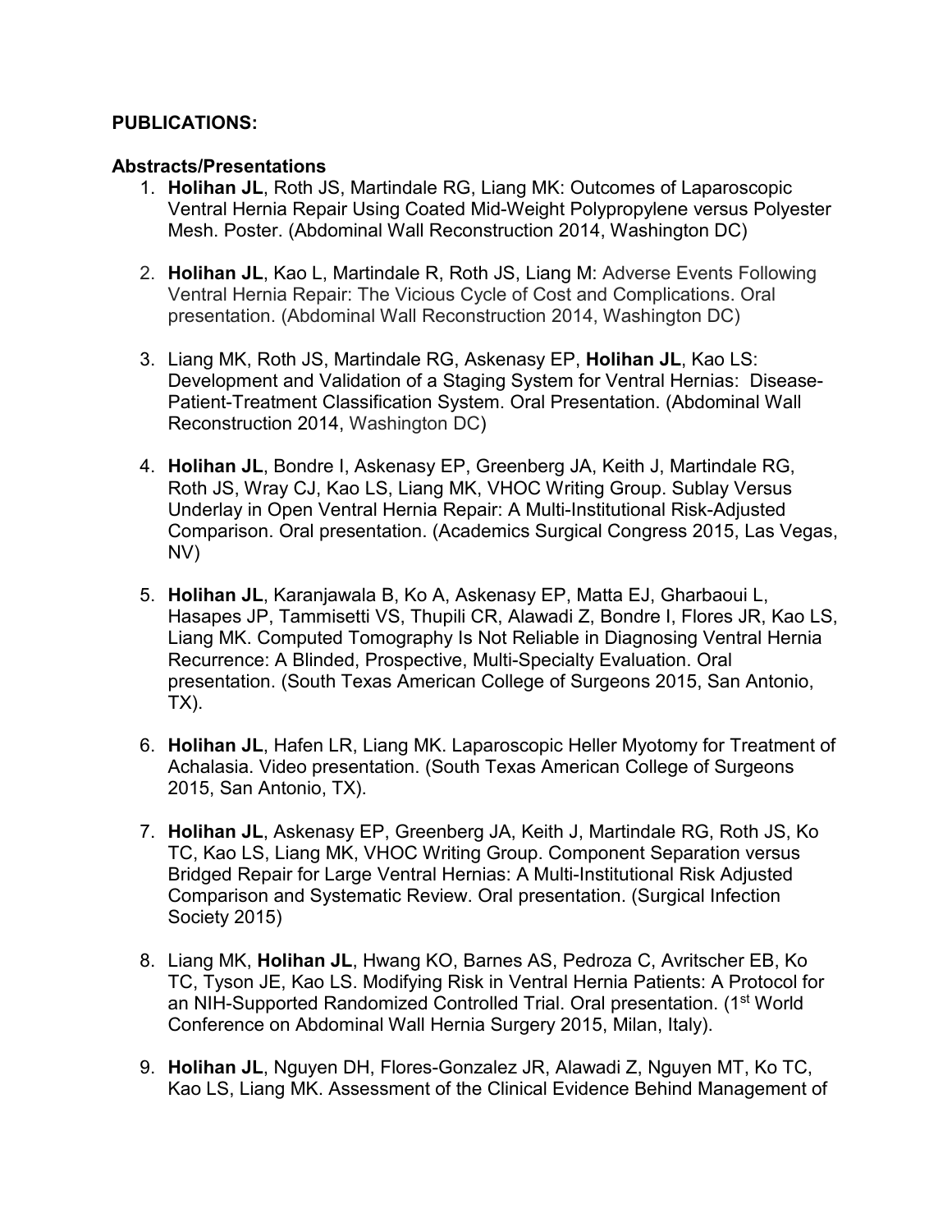**PUBLICATIONS:**

**Abstracts/Presentations**

1. **Holihan JL**, Roth JS, Martindale RG, Liang MK: Outcomes of Laparoscopic Ventral Hernia Repair Using Coated Mid-Weight Polypropylene versus Polyester Mesh. Poster. (Abdominal Wall Reconstruction 2014, Washington DC)

2. **Holihan JL**, Kao L, Martindale R, Roth JS, Liang M: Adverse Events Following Ventral Hernia Repair: The Vicious Cycle of Cost and Complications. Oral presentation. (Abdominal Wall Reconstruction 2014, Washington DC)

3. Liang MK, Roth JS, Martindale RG, Askenasy EP, **Holihan JL**, Kao LS: Development and Validation of a Staging System for Ventral Hernias: Disease-Patient-Treatment Classification System. Oral Presentation. (Abdominal Wall Reconstruction 2014, Washington DC)

4. **Holihan JL**, Bondre I, Askenasy EP, Greenberg JA, Keith J, Martindale RG, Roth JS, Wray CJ, Kao LS, Liang MK, VHOC Writing Group. Sublay Versus Underlay in Open Ventral Hernia Repair: A Multi-Institutional Risk-Adjusted Comparison. Oral presentation. (Academics Surgical Congress 2015, Las Vegas, NV)

5. **Holihan JL**, Karanjawala B, Ko A, Askenasy EP, Matta EJ, Gharbaoui L, Hasapes JP, Tammisetti VS, Thupili CR, Alawadi Z, Bondre I, Flores JR, Kao LS, Liang MK. Computed Tomography Is Not Reliable in Diagnosing Ventral Hernia Recurrence: A Blinded, Prospective, Multi-Specialty Evaluation. Oral presentation. (South Texas American College of Surgeons 2015, San Antonio, TX).

6. **Holihan JL**, Hafen LR, Liang MK. Laparoscopic Heller Myotomy for Treatment of Achalasia. Video presentation. (South Texas American College of Surgeons 2015, San Antonio, TX).

7. **Holihan JL**, Askenasy EP, Greenberg JA, Keith J, Martindale RG, Roth JS, Ko TC, Kao LS, Liang MK, VHOC Writing Group. Component Separation versus Bridged Repair for Large Ventral Hernias: A Multi-Institutional Risk Adjusted Comparison and Systematic Review. Oral presentation. (Surgical Infection Society 2015)

8. Liang MK, **Holihan JL**, Hwang KO, Barnes AS, Pedroza C, Avritscher EB, Ko TC, Tyson JE, Kao LS. Modifying Risk in Ventral Hernia Patients: A Protocol for an NIH-Supported Randomized Controlled Trial. Oral presentation. (1st World Conference on Abdominal Wall Hernia Surgery 2015, Milan, Italy).

9. **Holihan JL**, Nguyen DH, Flores-Gonzalez JR, Alawadi Z, Nguyen MT, Ko TC, Kao LS, Liang MK. Assessment of the Clinical Evidence Behind Management of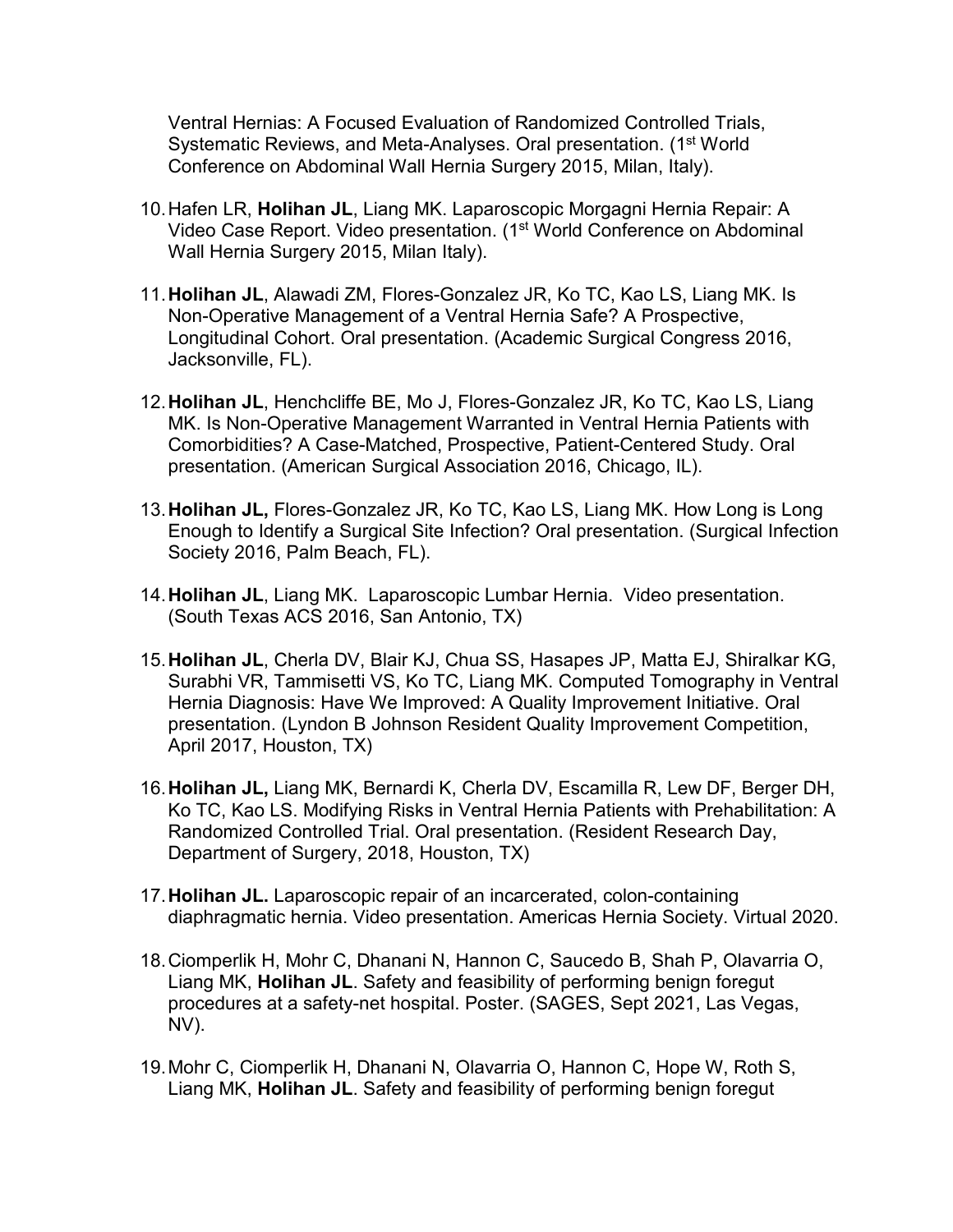Ventral Hernias: A Focused Evaluation of Randomized Controlled Trials, Systematic Reviews, and Meta-Analyses. Oral presentation. (1st World Conference on Abdominal Wall Hernia Surgery 2015, Milan, Italy).

10. Hafen LR, **Holihan JL**, Liang MK. Laparoscopic Morgagni Hernia Repair: A Video Case Report. Video presentation. (1st World Conference on Abdominal Wall Hernia Surgery 2015, Milan Italy).

11. **Holihan JL**, Alawadi ZM, Flores-Gonzalez JR, Ko TC, Kao LS, Liang MK. Is Non-Operative Management of a Ventral Hernia Safe? A Prospective, Longitudinal Cohort. Oral presentation. (Academic Surgical Congress 2016, Jacksonville, FL).

12. **Holihan JL**, Henchcliffe BE, Mo J, Flores-Gonzalez JR, Ko TC, Kao LS, Liang MK. Is Non-Operative Management Warranted in Ventral Hernia Patients with Comorbidities? A Case-Matched, Prospective, Patient-Centered Study. Oral presentation. (American Surgical Association 2016, Chicago, IL).

13. **Holihan JL,** Flores-Gonzalez JR, Ko TC, Kao LS, Liang MK. How Long is Long Enough to Identify a Surgical Site Infection? Oral presentation. (Surgical Infection Society 2016, Palm Beach, FL).

14. **Holihan JL**, Liang MK. Laparoscopic Lumbar Hernia. Video presentation. (South Texas ACS 2016, San Antonio, TX)

15. **Holihan JL**, Cherla DV, Blair KJ, Chua SS, Hasapes JP, Matta EJ, Shiralkar KG, Surabhi VR, Tammisetti VS, Ko TC, Liang MK. Computed Tomography in Ventral Hernia Diagnosis: Have We Improved: A Quality Improvement Initiative. Oral presentation. (Lyndon B Johnson Resident Quality Improvement Competition, April 2017, Houston, TX)

16. **Holihan JL,** Liang MK, Bernardi K, Cherla DV, Escamilla R, Lew DF, Berger DH, Ko TC, Kao LS. Modifying Risks in Ventral Hernia Patients with Prehabilitation: A Randomized Controlled Trial. Oral presentation. (Resident Research Day, Department of Surgery, 2018, Houston, TX)

17. **Holihan JL.** Laparoscopic repair of an incarcerated, colon-containing diaphragmatic hernia. Video presentation. Americas Hernia Society. Virtual 2020.

18. Ciomperlik H, Mohr C, Dhanani N, Hannon C, Saucedo B, Shah P, Olavarria O, Liang MK, **Holihan JL**. Safety and feasibility of performing benign foregut procedures at a safety-net hospital. Poster. (SAGES, Sept 2021, Las Vegas, NV).

19. Mohr C, Ciomperlik H, Dhanani N, Olavarria O, Hannon C, Hope W, Roth S, Liang MK, **Holihan JL**. Safety and feasibility of performing benign foregut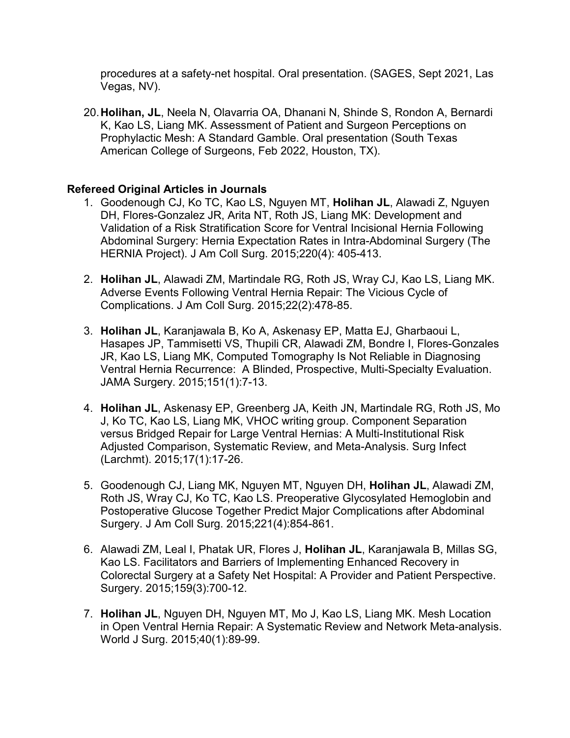procedures at a safety-net hospital. Oral presentation. (SAGES, Sept 2021, Las Vegas, NV).

20. **Holihan, JL**, Neela N, Olavarria OA, Dhanani N, Shinde S, Rondon A, Bernardi K, Kao LS, Liang MK. Assessment of Patient and Surgeon Perceptions on Prophylactic Mesh: A Standard Gamble. Oral presentation (South Texas American College of Surgeons, Feb 2022, Houston, TX).

### Refereed Original Articles in Journals

1. Goodenough CJ, Ko TC, Kao LS, Nguyen MT, **Holihan JL**, Alawadi Z, Nguyen DH, Flores-Gonzalez JR, Arita NT, Roth JS, Liang MK: Development and Validation of a Risk Stratification Score for Ventral Incisional Hernia Following Abdominal Surgery: Hernia Expectation Rates in Intra-Abdominal Surgery (The HERNIA Project). J Am Coll Surg. 2015;220(4): 405-413.

2. **Holihan JL**, Alawadi ZM, Martindale RG, Roth JS, Wray CJ, Kao LS, Liang MK. Adverse Events Following Ventral Hernia Repair: The Vicious Cycle of Complications. J Am Coll Surg. 2015;22(2):478-85.

3. **Holihan JL**, Karanjawala B, Ko A, Askenasy EP, Matta EJ, Gharbaoui L, Hasapes JP, Tammisetti VS, Thupili CR, Alawadi ZM, Bondre I, Flores-Gonzales JR, Kao LS, Liang MK, Computed Tomography Is Not Reliable in Diagnosing Ventral Hernia Recurrence: A Blinded, Prospective, Multi-Specialty Evaluation. JAMA Surgery. 2015;151(1):7-13.

4. **Holihan JL**, Askenasy EP, Greenberg JA, Keith JN, Martindale RG, Roth JS, Mo J, Ko TC, Kao LS, Liang MK, VHOC writing group. Component Separation versus Bridged Repair for Large Ventral Hernias: A Multi-Institutional Risk Adjusted Comparison, Systematic Review, and Meta-Analysis. Surg Infect (Larchmt). 2015;17(1):17-26.

5. Goodenough CJ, Liang MK, Nguyen MT, Nguyen DH, **Holihan JL**, Alawadi ZM, Roth JS, Wray CJ, Ko TC, Kao LS. Preoperative Glycosylated Hemoglobin and Postoperative Glucose Together Predict Major Complications after Abdominal Surgery. J Am Coll Surg. 2015;221(4):854-861.

6. Alawadi ZM, Leal I, Phatak UR, Flores J, **Holihan JL**, Karanjawala B, Millas SG, Kao LS. Facilitators and Barriers of Implementing Enhanced Recovery in Colorectal Surgery at a Safety Net Hospital: A Provider and Patient Perspective. Surgery. 2015;159(3):700-12.

7. **Holihan JL**, Nguyen DH, Nguyen MT, Mo J, Kao LS, Liang MK. Mesh Location in Open Ventral Hernia Repair: A Systematic Review and Network Meta-analysis. World J Surg. 2015;40(1):89-99.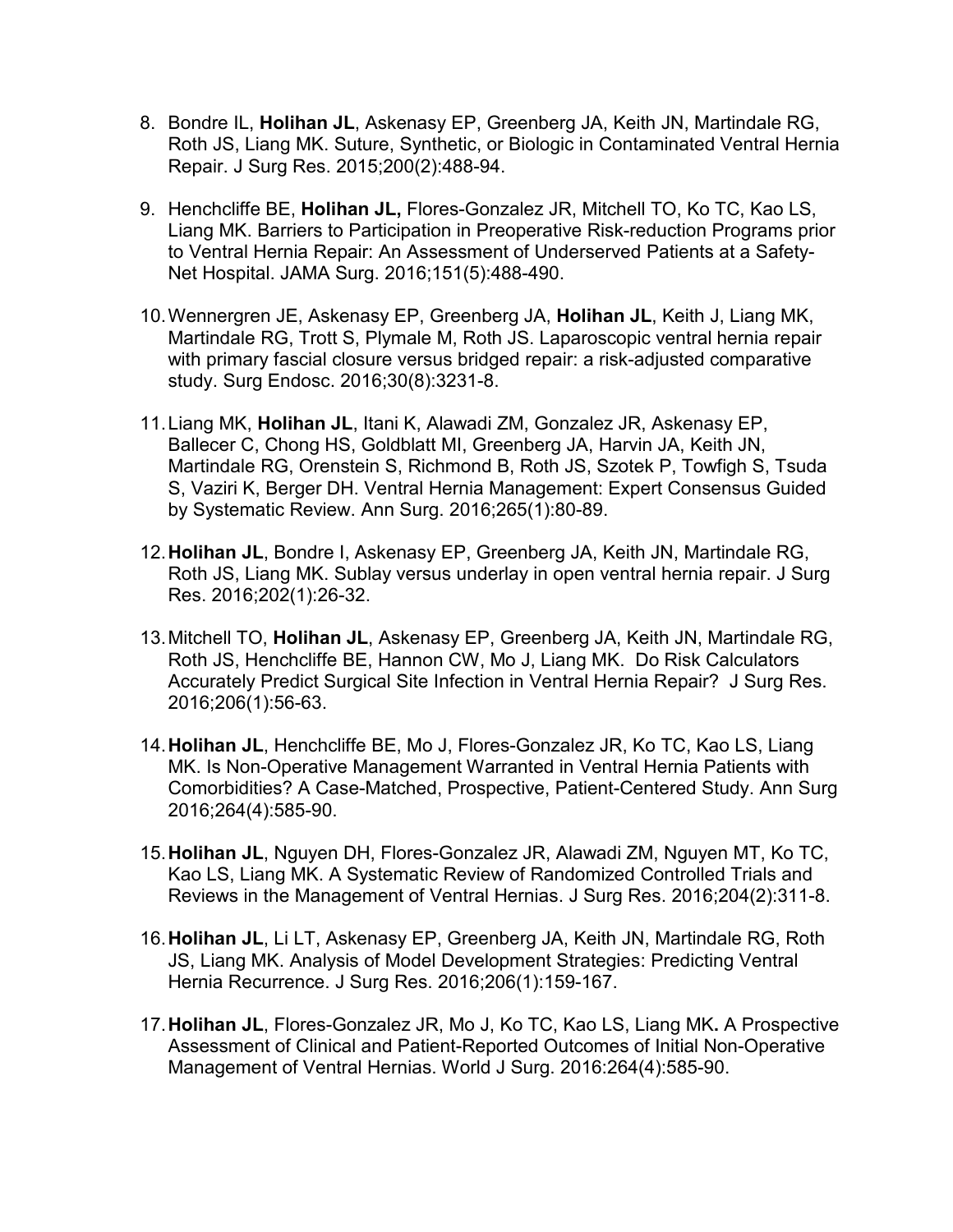8. Bondre IL, **Holihan JL**, Askenasy EP, Greenberg JA, Keith JN, Martindale RG, Roth JS, Liang MK. Suture, Synthetic, or Biologic in Contaminated Ventral Hernia Repair. J Surg Res. 2015;200(2):488-94.

9. Henchcliffe BE, **Holihan JL,** Flores-Gonzalez JR, Mitchell TO, Ko TC, Kao LS, Liang MK. Barriers to Participation in Preoperative Risk-reduction Programs prior to Ventral Hernia Repair: An Assessment of Underserved Patients at a Safety-Net Hospital. JAMA Surg. 2016;151(5):488-490.

10. Wennergren JE, Askenasy EP, Greenberg JA, **Holihan JL**, Keith J, Liang MK, Martindale RG, Trott S, Plymale M, Roth JS. Laparoscopic ventral hernia repair with primary fascial closure versus bridged repair: a risk-adjusted comparative study. Surg Endosc. 2016;30(8):3231-8.

11. Liang MK, **Holihan JL**, Itani K, Alawadi ZM, Gonzalez JR, Askenasy EP, Ballecer C, Chong HS, Goldblatt MI, Greenberg JA, Harvin JA, Keith JN, Martindale RG, Orenstein S, Richmond B, Roth JS, Szotek P, Towfigh S, Tsuda S, Vaziri K, Berger DH. Ventral Hernia Management: Expert Consensus Guided by Systematic Review. Ann Surg. 2016;265(1):80-89.

12. **Holihan JL**, Bondre I, Askenasy EP, Greenberg JA, Keith JN, Martindale RG, Roth JS, Liang MK. Sublay versus underlay in open ventral hernia repair. J Surg Res. 2016;202(1):26-32.

13. Mitchell TO, **Holihan JL**, Askenasy EP, Greenberg JA, Keith JN, Martindale RG, Roth JS, Henchcliffe BE, Hannon CW, Mo J, Liang MK. Do Risk Calculators Accurately Predict Surgical Site Infection in Ventral Hernia Repair? J Surg Res. 2016;206(1):56-63.

14. **Holihan JL**, Henchcliffe BE, Mo J, Flores-Gonzalez JR, Ko TC, Kao LS, Liang MK. Is Non-Operative Management Warranted in Ventral Hernia Patients with Comorbidities? A Case-Matched, Prospective, Patient-Centered Study. Ann Surg 2016;264(4):585-90.

15. **Holihan JL**, Nguyen DH, Flores-Gonzalez JR, Alawadi ZM, Nguyen MT, Ko TC, Kao LS, Liang MK. A Systematic Review of Randomized Controlled Trials and Reviews in the Management of Ventral Hernias. J Surg Res. 2016;204(2):311-8.

16. **Holihan JL**, Li LT, Askenasy EP, Greenberg JA, Keith JN, Martindale RG, Roth JS, Liang MK. Analysis of Model Development Strategies: Predicting Ventral Hernia Recurrence. J Surg Res. 2016;206(1):159-167.

17. **Holihan JL**, Flores-Gonzalez JR, Mo J, Ko TC, Kao LS, Liang MK**.** A Prospective Assessment of Clinical and Patient-Reported Outcomes of Initial Non-Operative Management of Ventral Hernias. World J Surg. 2016:264(4):585-90.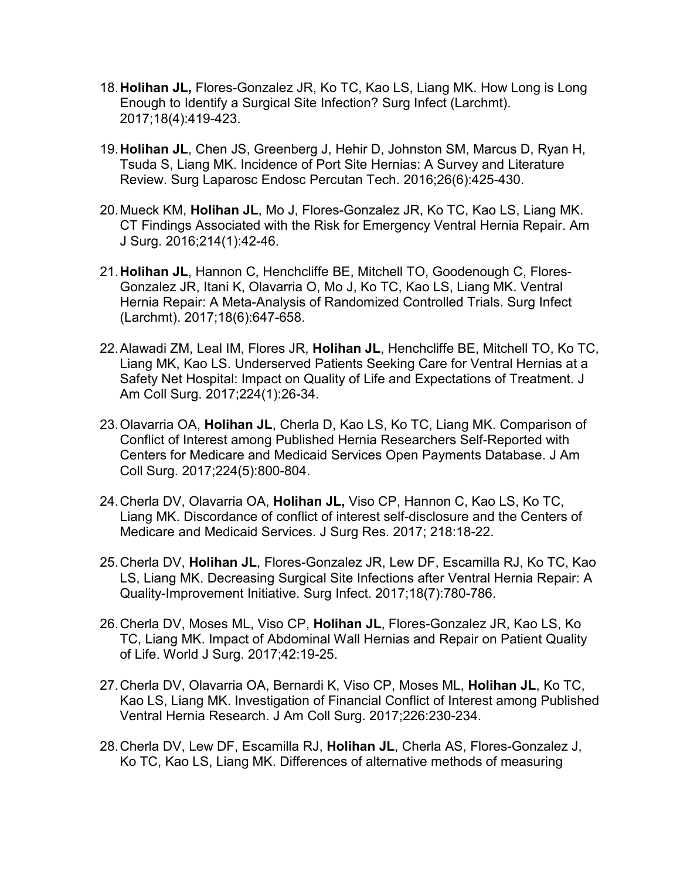18. **Holihan JL,** Flores-Gonzalez JR, Ko TC, Kao LS, Liang MK. How Long is Long Enough to Identify a Surgical Site Infection? Surg Infect (Larchmt). 2017;18(4):419-423.

19. **Holihan JL**, Chen JS, Greenberg J, Hehir D, Johnston SM, Marcus D, Ryan H, Tsuda S, Liang MK. Incidence of Port Site Hernias: A Survey and Literature Review. Surg Laparosc Endosc Percutan Tech. 2016;26(6):425-430.

20. Mueck KM, **Holihan JL**, Mo J, Flores-Gonzalez JR, Ko TC, Kao LS, Liang MK. CT Findings Associated with the Risk for Emergency Ventral Hernia Repair. Am J Surg. 2016;214(1):42-46.

21. **Holihan JL**, Hannon C, Henchcliffe BE, Mitchell TO, Goodenough C, Flores-Gonzalez JR, Itani K, Olavarria O, Mo J, Ko TC, Kao LS, Liang MK. Ventral Hernia Repair: A Meta-Analysis of Randomized Controlled Trials. Surg Infect (Larchmt). 2017;18(6):647-658.

22. Alawadi ZM, Leal IM, Flores JR, **Holihan JL**, Henchcliffe BE, Mitchell TO, Ko TC, Liang MK, Kao LS. Underserved Patients Seeking Care for Ventral Hernias at a Safety Net Hospital: Impact on Quality of Life and Expectations of Treatment. J Am Coll Surg. 2017;224(1):26-34.

23. Olavarria OA, **Holihan JL**, Cherla D, Kao LS, Ko TC, Liang MK. Comparison of Conflict of Interest among Published Hernia Researchers Self-Reported with Centers for Medicare and Medicaid Services Open Payments Database. J Am Coll Surg. 2017;224(5):800-804.

24. Cherla DV, Olavarria OA, **Holihan JL,** Viso CP, Hannon C, Kao LS, Ko TC, Liang MK. Discordance of conflict of interest self-disclosure and the Centers of Medicare and Medicaid Services. J Surg Res. 2017; 218:18-22.

25. Cherla DV, **Holihan JL**, Flores-Gonzalez JR, Lew DF, Escamilla RJ, Ko TC, Kao LS, Liang MK. Decreasing Surgical Site Infections after Ventral Hernia Repair: A Quality-Improvement Initiative. Surg Infect. 2017;18(7):780-786.

26. Cherla DV, Moses ML, Viso CP, **Holihan JL**, Flores-Gonzalez JR, Kao LS, Ko TC, Liang MK. Impact of Abdominal Wall Hernias and Repair on Patient Quality of Life. World J Surg. 2017;42:19-25.

27. Cherla DV, Olavarria OA, Bernardi K, Viso CP, Moses ML, **Holihan JL**, Ko TC, Kao LS, Liang MK. Investigation of Financial Conflict of Interest among Published Ventral Hernia Research. J Am Coll Surg. 2017;226:230-234.

28. Cherla DV, Lew DF, Escamilla RJ, **Holihan JL**, Cherla AS, Flores-Gonzalez J, Ko TC, Kao LS, Liang MK. Differences of alternative methods of measuring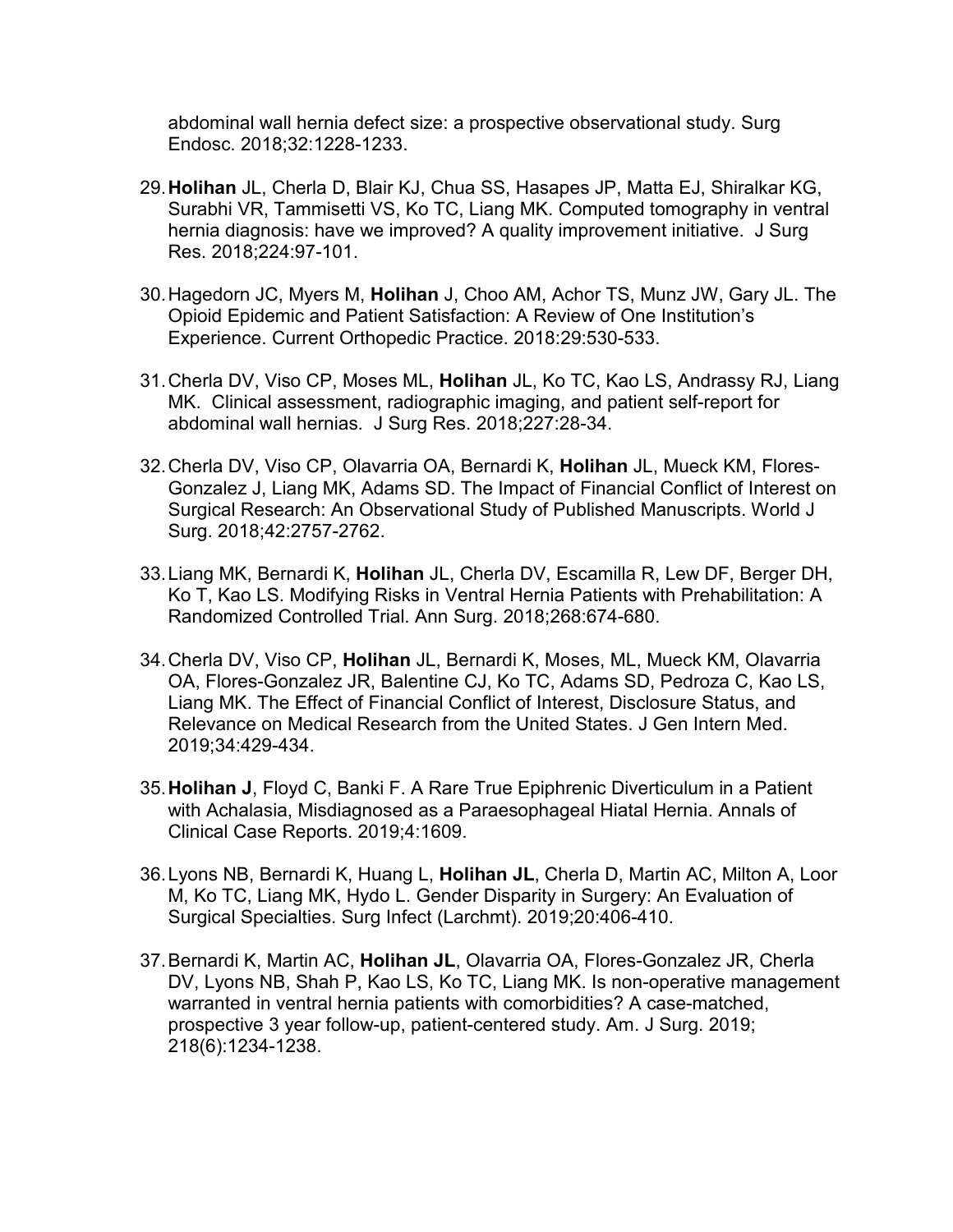abdominal wall hernia defect size: a prospective observational study. Surg Endosc. 2018;32:1228-1233.

29. **Holihan** JL, Cherla D, Blair KJ, Chua SS, Hasapes JP, Matta EJ, Shiralkar KG, Surabhi VR, Tammisetti VS, Ko TC, Liang MK. Computed tomography in ventral hernia diagnosis: have we improved? A quality improvement initiative. J Surg Res. 2018;224:97-101.

30. Hagedorn JC, Myers M, **Holihan** J, Choo AM, Achor TS, Munz JW, Gary JL. The Opioid Epidemic and Patient Satisfaction: A Review of One Institution's Experience. Current Orthopedic Practice. 2018:29:530-533.

31. Cherla DV, Viso CP, Moses ML, **Holihan** JL, Ko TC, Kao LS, Andrassy RJ, Liang MK. Clinical assessment, radiographic imaging, and patient self-report for abdominal wall hernias. J Surg Res. 2018;227:28-34.

32. Cherla DV, Viso CP, Olavarria OA, Bernardi K, **Holihan** JL, Mueck KM, Flores-Gonzalez J, Liang MK, Adams SD. The Impact of Financial Conflict of Interest on Surgical Research: An Observational Study of Published Manuscripts. World J Surg. 2018;42:2757-2762.

33. Liang MK, Bernardi K, **Holihan** JL, Cherla DV, Escamilla R, Lew DF, Berger DH, Ko T, Kao LS. Modifying Risks in Ventral Hernia Patients with Prehabilitation: A Randomized Controlled Trial. Ann Surg. 2018;268:674-680.

34. Cherla DV, Viso CP, **Holihan** JL, Bernardi K, Moses, ML, Mueck KM, Olavarria OA, Flores-Gonzalez JR, Balentine CJ, Ko TC, Adams SD, Pedroza C, Kao LS, Liang MK. The Effect of Financial Conflict of Interest, Disclosure Status, and Relevance on Medical Research from the United States. J Gen Intern Med. 2019;34:429-434.

35. **Holihan J**, Floyd C, Banki F. A Rare True Epiphrenic Diverticulum in a Patient with Achalasia, Misdiagnosed as a Paraesophageal Hiatal Hernia. Annals of Clinical Case Reports. 2019;4:1609.

36. Lyons NB, Bernardi K, Huang L, **Holihan JL**, Cherla D, Martin AC, Milton A, Loor M, Ko TC, Liang MK, Hydo L. Gender Disparity in Surgery: An Evaluation of Surgical Specialties. Surg Infect (Larchmt). 2019;20:406-410.

37. Bernardi K, Martin AC, **Holihan JL**, Olavarria OA, Flores-Gonzalez JR, Cherla DV, Lyons NB, Shah P, Kao LS, Ko TC, Liang MK. Is non-operative management warranted in ventral hernia patients with comorbidities? A case-matched, prospective 3 year follow-up, patient-centered study. Am. J Surg. 2019; 218(6):1234-1238.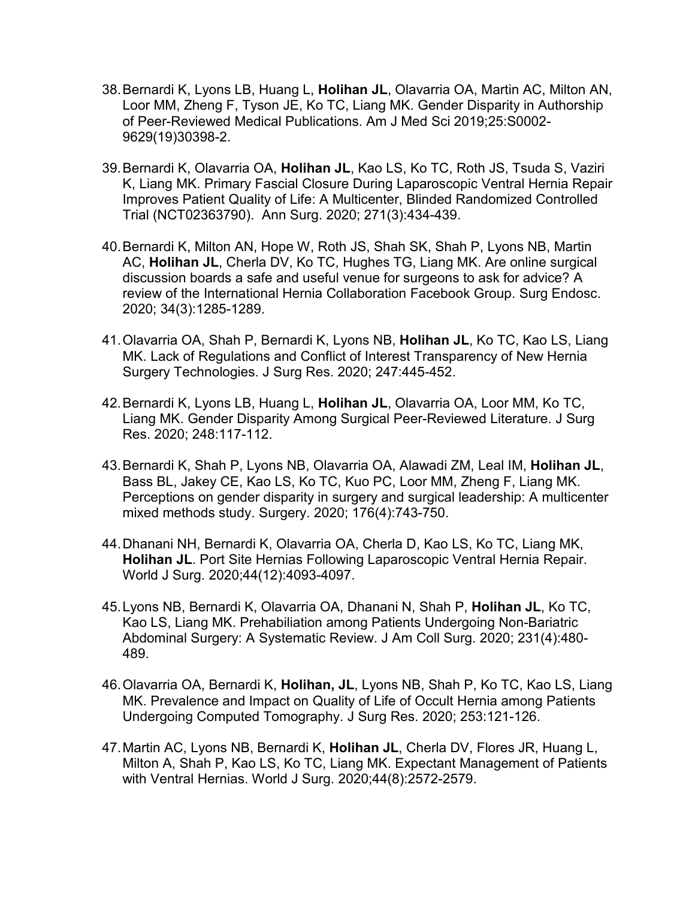38. Bernardi K, Lyons LB, Huang L, **Holihan JL**, Olavarria OA, Martin AC, Milton AN, Loor MM, Zheng F, Tyson JE, Ko TC, Liang MK. Gender Disparity in Authorship of Peer-Reviewed Medical Publications. Am J Med Sci 2019;25:S0002-9629(19)30398-2.

39. Bernardi K, Olavarria OA, **Holihan JL**, Kao LS, Ko TC, Roth JS, Tsuda S, Vaziri K, Liang MK. Primary Fascial Closure During Laparoscopic Ventral Hernia Repair Improves Patient Quality of Life: A Multicenter, Blinded Randomized Controlled Trial (NCT02363790). Ann Surg. 2020; 271(3):434-439.

40. Bernardi K, Milton AN, Hope W, Roth JS, Shah SK, Shah P, Lyons NB, Martin AC, **Holihan JL**, Cherla DV, Ko TC, Hughes TG, Liang MK. Are online surgical discussion boards a safe and useful venue for surgeons to ask for advice? A review of the International Hernia Collaboration Facebook Group. Surg Endosc. 2020; 34(3):1285-1289.

41. Olavarria OA, Shah P, Bernardi K, Lyons NB, **Holihan JL**, Ko TC, Kao LS, Liang MK. Lack of Regulations and Conflict of Interest Transparency of New Hernia Surgery Technologies. J Surg Res. 2020; 247:445-452.

42. Bernardi K, Lyons LB, Huang L, **Holihan JL**, Olavarria OA, Loor MM, Ko TC, Liang MK. Gender Disparity Among Surgical Peer-Reviewed Literature. J Surg Res. 2020; 248:117-112.

43. Bernardi K, Shah P, Lyons NB, Olavarria OA, Alawadi ZM, Leal IM, **Holihan JL**, Bass BL, Jakey CE, Kao LS, Ko TC, Kuo PC, Loor MM, Zheng F, Liang MK. Perceptions on gender disparity in surgery and surgical leadership: A multicenter mixed methods study. Surgery. 2020; 176(4):743-750.

44. Dhanani NH, Bernardi K, Olavarria OA, Cherla D, Kao LS, Ko TC, Liang MK, **Holihan JL**. Port Site Hernias Following Laparoscopic Ventral Hernia Repair. World J Surg. 2020;44(12):4093-4097.

45. Lyons NB, Bernardi K, Olavarria OA, Dhanani N, Shah P, **Holihan JL**, Ko TC, Kao LS, Liang MK. Prehabiliation among Patients Undergoing Non-Bariatric Abdominal Surgery: A Systematic Review. J Am Coll Surg. 2020; 231(4):480-489.

46. Olavarria OA, Bernardi K, **Holihan, JL**, Lyons NB, Shah P, Ko TC, Kao LS, Liang MK. Prevalence and Impact on Quality of Life of Occult Hernia among Patients Undergoing Computed Tomography. J Surg Res. 2020; 253:121-126.

47. Martin AC, Lyons NB, Bernardi K, **Holihan JL**, Cherla DV, Flores JR, Huang L, Milton A, Shah P, Kao LS, Ko TC, Liang MK. Expectant Management of Patients with Ventral Hernias. World J Surg. 2020;44(8):2572-2579.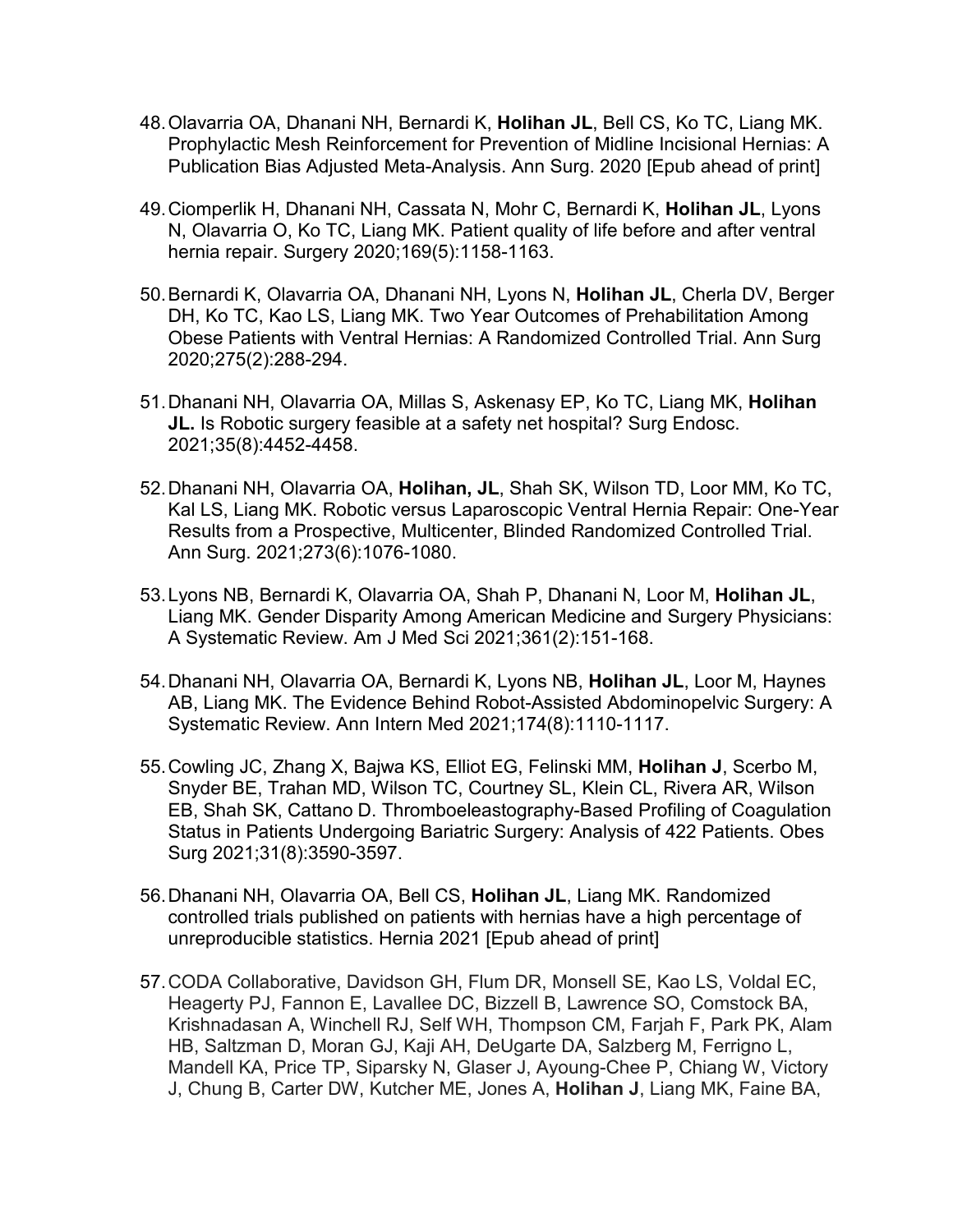48. Olavarria OA, Dhanani NH, Bernardi K, **Holihan JL**, Bell CS, Ko TC, Liang MK. Prophylactic Mesh Reinforcement for Prevention of Midline Incisional Hernias: A Publication Bias Adjusted Meta-Analysis. Ann Surg. 2020 [Epub ahead of print]

49. Ciomperlik H, Dhanani NH, Cassata N, Mohr C, Bernardi K, **Holihan JL**, Lyons N, Olavarria O, Ko TC, Liang MK. Patient quality of life before and after ventral hernia repair. Surgery 2020;169(5):1158-1163.

50. Bernardi K, Olavarria OA, Dhanani NH, Lyons N, **Holihan JL**, Cherla DV, Berger DH, Ko TC, Kao LS, Liang MK. Two Year Outcomes of Prehabilitation Among Obese Patients with Ventral Hernias: A Randomized Controlled Trial. Ann Surg 2020;275(2):288-294.

51. Dhanani NH, Olavarria OA, Millas S, Askenasy EP, Ko TC, Liang MK, **Holihan JL.** Is Robotic surgery feasible at a safety net hospital? Surg Endosc. 2021;35(8):4452-4458.

52. Dhanani NH, Olavarria OA, **Holihan, JL**, Shah SK, Wilson TD, Loor MM, Ko TC, Kal LS, Liang MK. Robotic versus Laparoscopic Ventral Hernia Repair: One-Year Results from a Prospective, Multicenter, Blinded Randomized Controlled Trial. Ann Surg. 2021;273(6):1076-1080.

53. Lyons NB, Bernardi K, Olavarria OA, Shah P, Dhanani N, Loor M, **Holihan JL**, Liang MK. Gender Disparity Among American Medicine and Surgery Physicians: A Systematic Review. Am J Med Sci 2021;361(2):151-168.

54. Dhanani NH, Olavarria OA, Bernardi K, Lyons NB, **Holihan JL**, Loor M, Haynes AB, Liang MK. The Evidence Behind Robot-Assisted Abdominopelvic Surgery: A Systematic Review. Ann Intern Med 2021;174(8):1110-1117.

55. Cowling JC, Zhang X, Bajwa KS, Elliot EG, Felinski MM, **Holihan J**, Scerbo M, Snyder BE, Trahan MD, Wilson TC, Courtney SL, Klein CL, Rivera AR, Wilson EB, Shah SK, Cattano D. Thromboeleastography-Based Profiling of Coagulation Status in Patients Undergoing Bariatric Surgery: Analysis of 422 Patients. Obes Surg 2021;31(8):3590-3597.

56. Dhanani NH, Olavarria OA, Bell CS, **Holihan JL**, Liang MK. Randomized controlled trials published on patients with hernias have a high percentage of unreproducible statistics. Hernia 2021 [Epub ahead of print]

57. CODA Collaborative, Davidson GH, Flum DR, Monsell SE, Kao LS, Voldal EC, Heagerty PJ, Fannon E, Lavallee DC, Bizzell B, Lawrence SO, Comstock BA, Krishnadasan A, Winchell RJ, Self WH, Thompson CM, Farjah F, Park PK, Alam HB, Saltzman D, Moran GJ, Kaji AH, DeUgarte DA, Salzberg M, Ferrigno L, Mandell KA, Price TP, Siparsky N, Glaser J, Ayoung-Chee P, Chiang W, Victory J, Chung B, Carter DW, Kutcher ME, Jones A, **Holihan J**, Liang MK, Faine BA,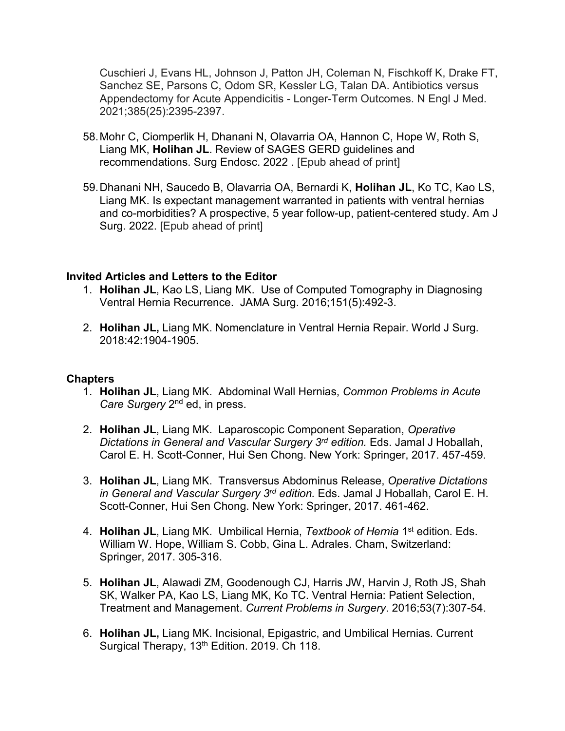Cuschieri J, Evans HL, Johnson J, Patton JH, Coleman N, Fischkoff K, Drake FT, Sanchez SE, Parsons C, Odom SR, Kessler LG, Talan DA. Antibiotics versus Appendectomy for Acute Appendicitis - Longer-Term Outcomes. N Engl J Med. 2021;385(25):2395-2397.

58. Mohr C, Ciomperlik H, Dhanani N, Olavarria OA, Hannon C, Hope W, Roth S, Liang MK, **Holihan JL**. Review of SAGES GERD guidelines and recommendations. Surg Endosc. 2022 . [Epub ahead of print]

59. Dhanani NH, Saucedo B, Olavarria OA, Bernardi K, **Holihan JL**, Ko TC, Kao LS, Liang MK. Is expectant management warranted in patients with ventral hernias and co-morbidities? A prospective, 5 year follow-up, patient-centered study. Am J Surg. 2022. [Epub ahead of print]

### Invited Articles and Letters to the Editor

1. **Holihan JL**, Kao LS, Liang MK. Use of Computed Tomography in Diagnosing Ventral Hernia Recurrence. JAMA Surg. 2016;151(5):492-3.

2. **Holihan JL,** Liang MK. Nomenclature in Ventral Hernia Repair. World J Surg. 2018:42:1904-1905.

### Chapters

1. **Holihan JL**, Liang MK. Abdominal Wall Hernias, *Common Problems in Acute Care Surgery* 2nd ed, in press.

2. **Holihan JL**, Liang MK. Laparoscopic Component Separation, *Operative Dictations in General and Vascular Surgery 3rd edition.* Eds. Jamal J Hoballah, Carol E. H. Scott-Conner, Hui Sen Chong. New York: Springer, 2017. 457-459.

3. **Holihan JL**, Liang MK. Transversus Abdominus Release, *Operative Dictations in General and Vascular Surgery 3rd edition.* Eds. Jamal J Hoballah, Carol E. H. Scott-Conner, Hui Sen Chong. New York: Springer, 2017. 461-462.

4. **Holihan JL**, Liang MK. Umbilical Hernia, *Textbook of Hernia* 1st edition. Eds. William W. Hope, William S. Cobb, Gina L. Adrales. Cham, Switzerland: Springer, 2017. 305-316.

5. **Holihan JL**, Alawadi ZM, Goodenough CJ, Harris JW, Harvin J, Roth JS, Shah SK, Walker PA, Kao LS, Liang MK, Ko TC. Ventral Hernia: Patient Selection, Treatment and Management. *Current Problems in Surgery*. 2016;53(7):307-54.

6. **Holihan JL,** Liang MK. Incisional, Epigastric, and Umbilical Hernias. Current Surgical Therapy, 13th Edition. 2019. Ch 118.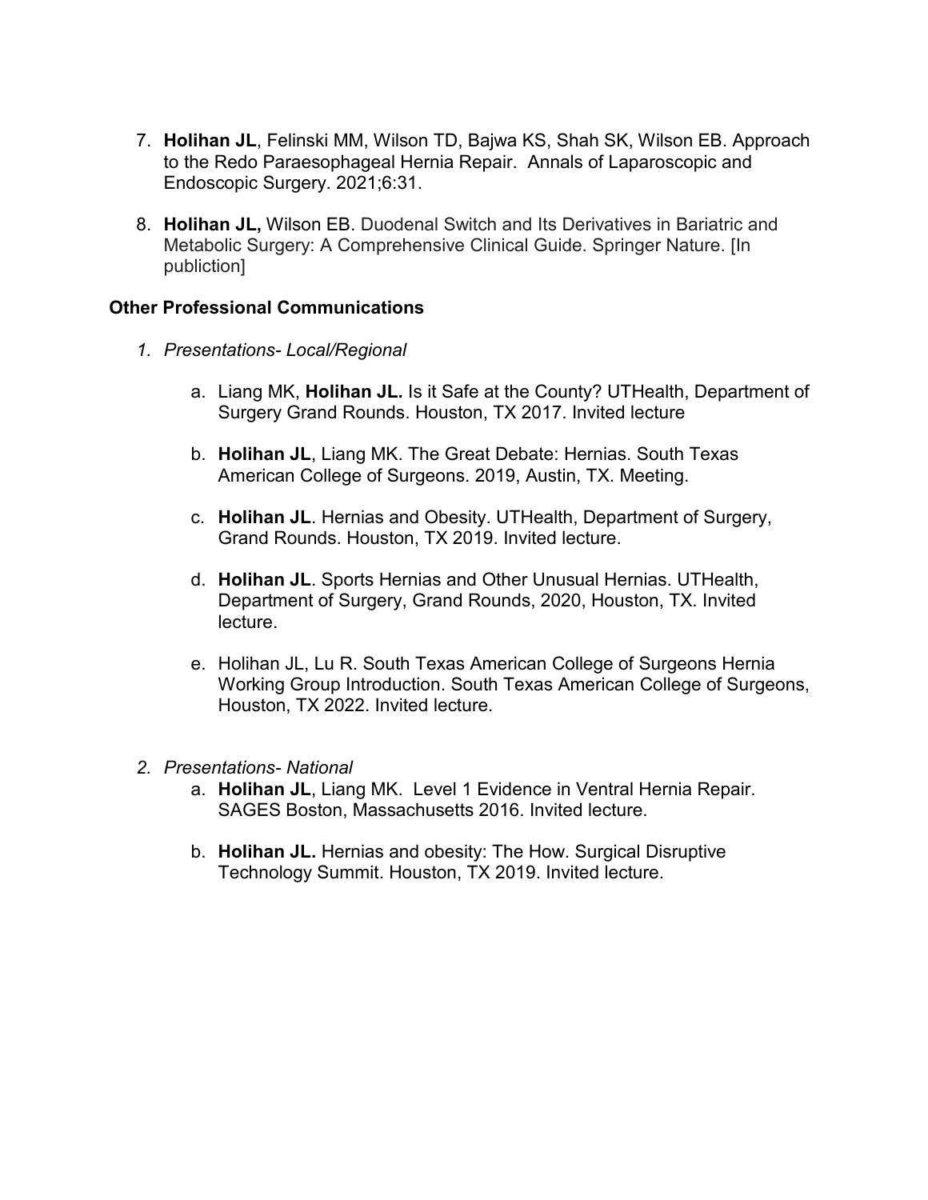7. **Holihan JL**, Felinski MM, Wilson TD, Bajwa KS, Shah SK, Wilson EB. Approach to the Redo Paraesophageal Hernia Repair. Annals of Laparoscopic and Endoscopic Surgery. 2021;6:31.

8. **Holihan JL,** Wilson EB. Duodenal Switch and Its Derivatives in Bariatric and Metabolic Surgery: A Comprehensive Clinical Guide. Springer Nature. [In publiction]

**Other Professional Communications**

1. *Presentations- Local/Regional*

   a. Liang MK, **Holihan JL.** Is it Safe at the County? UTHealth, Department of Surgery Grand Rounds. Houston, TX 2017. Invited lecture

   b. **Holihan JL**, Liang MK. The Great Debate: Hernias. South Texas American College of Surgeons. 2019, Austin, TX. Meeting.

   c. **Holihan JL**. Hernias and Obesity. UTHealth, Department of Surgery, Grand Rounds. Houston, TX 2019. Invited lecture.

   d. **Holihan JL**. Sports Hernias and Other Unusual Hernias. UTHealth, Department of Surgery, Grand Rounds, 2020, Houston, TX. Invited lecture.

   e. Holihan JL, Lu R. South Texas American College of Surgeons Hernia Working Group Introduction. South Texas American College of Surgeons, Houston, TX 2022. Invited lecture.

2. *Presentations- National*

   a. **Holihan JL**, Liang MK. Level 1 Evidence in Ventral Hernia Repair. SAGES Boston, Massachusetts 2016. Invited lecture.

   b. **Holihan JL.** Hernias and obesity: The How. Surgical Disruptive Technology Summit. Houston, TX 2019. Invited lecture.